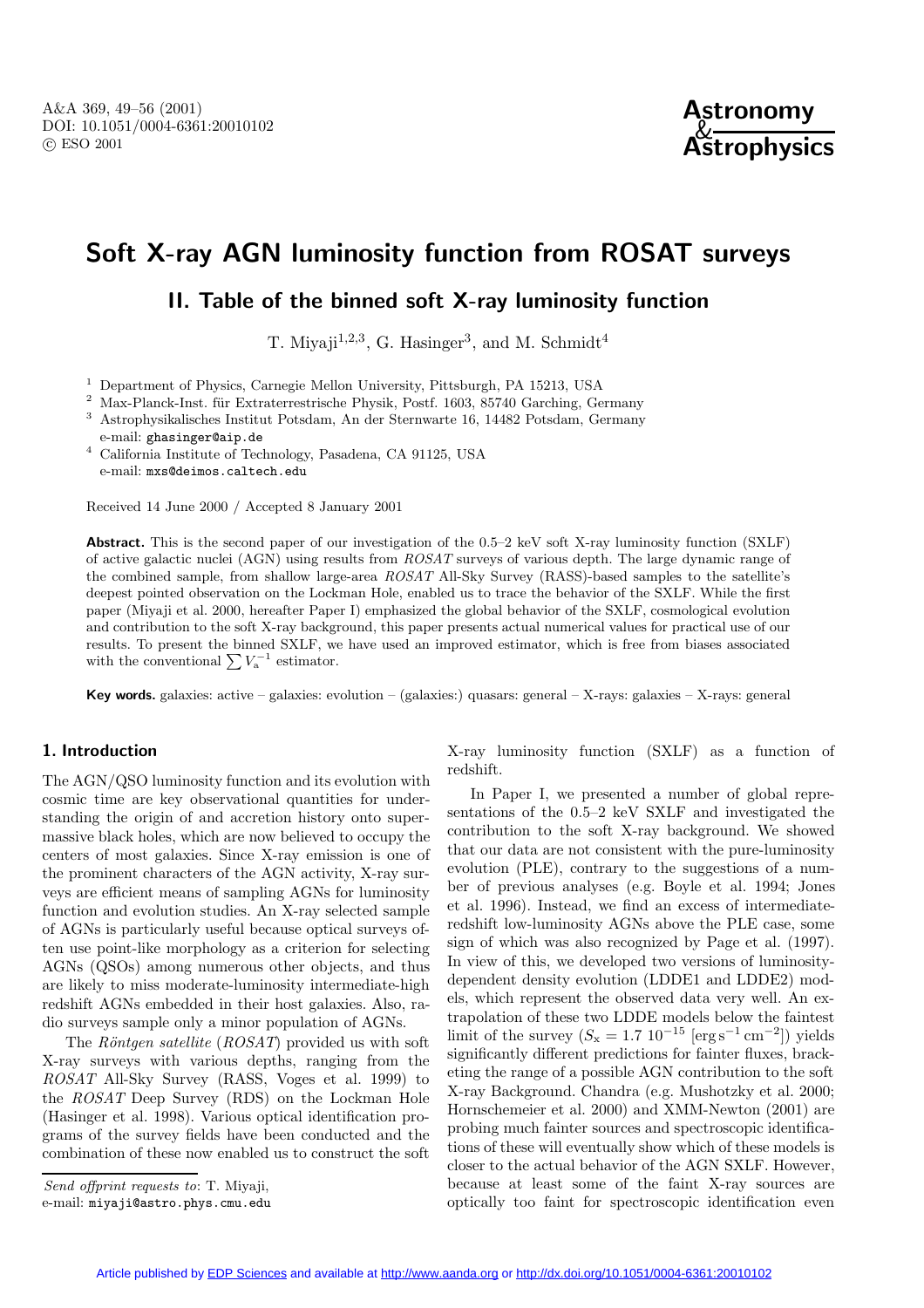# Soft X-ray AGN luminosity function from ROSAT surveys

## II. Table of the binned soft X-ray luminosity function

T. Miyaji[1,2,3], G. Hasinger[3], and M. Schmidt[4]

[1] Department of Physics, Carnegie Mellon University, Pittsburgh, PA 15213, USA
[2] Max-Planck-Inst. für Extraterrestrische Physik, Postf. 1603, 85740 Garching, Germany
[3] Astrophysikalisches Institut Potsdam, An der Sternwarte 16, 14482 Potsdam, Germany
e-mail: ghasinger@aip.de
[4] California Institute of Technology, Pasadena, CA 91125, USA
e-mail: mxs@deimos.caltech.edu

Received 14 June 2000 / Accepted 8 January 2001

**Abstract.** This is the second paper of our investigation of the 0.5–2 keV soft X-ray luminosity function (SXLF) of active galactic nuclei (AGN) using results from *ROSAT* surveys of various depth. The large dynamic range of the combined sample, from shallow large-area *ROSAT* All-Sky Survey (RASS)-based samples to the satellite's deepest pointed observation on the Lockman Hole, enabled us to trace the behavior of the SXLF. While the first paper (Miyaji et al. 2000, hereafter Paper I) emphasized the global behavior of the SXLF, cosmological evolution and contribution to the soft X-ray background, this paper presents actual numerical values for practical use of our results. To present the binned SXLF, we have used an improved estimator, which is free from biases associated with the conventional $\sum V_{\rm a}^{-1}$ estimator.

**Key words.** galaxies: active – galaxies: evolution – (galaxies:) quasars: general – X-rays: galaxies – X-rays: general

## 1. Introduction

The AGN/QSO luminosity function and its evolution with cosmic time are key observational quantities for understanding the origin of and accretion history onto supermassive black holes, which are now believed to occupy the centers of most galaxies. Since X-ray emission is one of the prominent characters of the AGN activity, X-ray surveys are efficient means of sampling AGNs for luminosity function and evolution studies. An X-ray selected sample of AGNs is particularly useful because optical surveys often use point-like morphology as a criterion for selecting AGNs (QSOs) among numerous other objects, and thus are likely to miss moderate-luminosity intermediate-high redshift AGNs embedded in their host galaxies. Also, radio surveys sample only a minor population of AGNs.

The *Röntgen satellite* (*ROSAT*) provided us with soft X-ray surveys with various depths, ranging from the *ROSAT* All-Sky Survey (RASS, Voges et al. 1999) to the *ROSAT* Deep Survey (RDS) on the Lockman Hole (Hasinger et al. 1998). Various optical identification programs of the survey fields have been conducted and the combination of these now enabled us to construct the soft X-ray luminosity function (SXLF) as a function of redshift.

In Paper I, we presented a number of global representations of the 0.5–2 keV SXLF and investigated the contribution to the soft X-ray background. We showed that our data are not consistent with the pure-luminosity evolution (PLE), contrary to the suggestions of a number of previous analyses (e.g. Boyle et al. 1994; Jones et al. 1996). Instead, we find an excess of intermediate-redshift low-luminosity AGNs above the PLE case, some sign of which was also recognized by Page et al. (1997). In view of this, we developed two versions of luminosity-dependent density evolution (LDDE1 and LDDE2) models, which represent the observed data very well. An extrapolation of these two LDDE models below the faintest limit of the survey ($S_{\rm x} = 1.7\ 10^{-15}$ [erg s$^{-1}$ cm$^{-2}$]) yields significantly different predictions for fainter fluxes, bracketing the range of a possible AGN contribution to the soft X-ray Background. Chandra (e.g. Mushotzky et al. 2000; Hornschemeier et al. 2000) and XMM-Newton (2001) are probing much fainter sources and spectroscopic identifications of these will eventually show which of these models is closer to the actual behavior of the AGN SXLF. However, because at least some of the faint X-ray sources are optically too faint for spectroscopic identification even

*Send offprint requests to*: T. Miyaji,
e-mail: miyaji@astro.phys.cmu.edu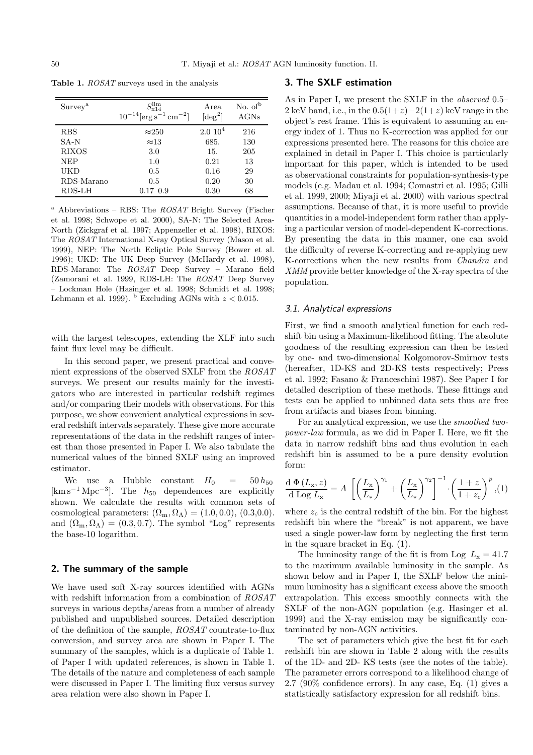**Table 1.** *ROSAT* surveys used in the analysis

| Survey[a] | $S_{\rm x14}^{\rm lim}$ $10^{-14}[{\rm erg\,s^{-1}\,cm^{-2}}]$ | Area $[\deg^2]$ | No. of[b] AGNs |
|---|---|---|---|
| RBS | $\approx$250 | $2.0\ 10^4$ | 216 |
| SA-N | $\approx$13 | 685. | 130 |
| RIXOS | 3.0 | 15. | 205 |
| NEP | 1.0 | 0.21 | 13 |
| UKD | 0.5 | 0.16 | 29 |
| RDS-Marano | 0.5 | 0.20 | 30 |
| RDS-LH | 0.17–0.9 | 0.30 | 68 |

[a] Abbreviations – RBS: The *ROSAT* Bright Survey (Fischer et al. 1998; Schwope et al. 2000), SA-N: The Selected Area-North (Zickgraf et al. 1997; Appenzeller et al. 1998), RIXOS: The *ROSAT* International X-ray Optical Survey (Mason et al. 1999), NEP: The North Ecliptic Pole Survey (Bower et al. 1996); UKD: The UK Deep Survey (McHardy et al. 1998), RDS-Marano: The *ROSAT* Deep Survey – Marano field (Zamorani et al. 1999, RDS-LH: The *ROSAT* Deep Survey – Lockman Hole (Hasinger et al. 1998; Schmidt et al. 1998; Lehmann et al. 1999). [b] Excluding AGNs with $z < 0.015$.

with the largest telescopes, extending the XLF into such faint flux level may be difficult.

In this second paper, we present practical and convenient expressions of the observed SXLF from the *ROSAT* surveys. We present our results mainly for the investigators who are interested in particular redshift regimes and/or comparing their models with observations. For this purpose, we show convenient analytical expressions in several redshift intervals separately. These give more accurate representations of the data in the redshift ranges of interest than those presented in Paper I. We also tabulate the numerical values of the binned SXLF using an improved estimator.

We use a Hubble constant $H_0 = 50\,h_{50}$ $[{\rm km\,s^{-1}\,Mpc^{-3}}]$. The $h_{50}$ dependences are explicitly shown. We calculate the results with common sets of cosmological parameters: $(\Omega_{\rm m},\Omega_\Lambda) = (1.0, 0.0)$, $(0.3,0.0)$. and $(\Omega_{\rm m},\Omega_\Lambda) = (0.3, 0.7)$. The symbol "Log" represents the base-10 logarithm.

## 2. The summary of the sample

We have used soft X-ray sources identified with AGNs with redshift information from a combination of *ROSAT* surveys in various depths/areas from a number of already published and unpublished sources. Detailed description of the definition of the sample, *ROSAT* countrate-to-flux conversion, and survey area are shown in Paper I. The summary of the samples, which is a duplicate of Table 1. of Paper I with updated references, is shown in Table 1. The details of the nature and completeness of each sample were discussed in Paper I. The limiting flux versus survey area relation were also shown in Paper I.

## 3. The SXLF estimation

As in Paper I, we present the SXLF in the *observed* 0.5–2 keV band, i.e., in the $0.5(1+z)-2(1+z)$ keV range in the object's rest frame. This is equivalent to assuming an energy index of 1. Thus no K-correction was applied for our expressions presented here. The reasons for this choice are explained in detail in Paper I. This choice is particularly important for this paper, which is intended to be used as observational constraints for population-synthesis-type models (e.g. Madau et al. 1994; Comastri et al. 1995; Gilli et al. 1999, 2000; Miyaji et al. 2000) with various spectral assumptions. Because of that, it is more useful to provide quantities in a model-independent form rather than applying a particular version of model-dependent K-corrections. By presenting the data in this manner, one can avoid the difficulty of reverse K-correcting and re-applying new K-corrections when the new results from *Chandra* and *XMM* provide better knowledge of the X-ray spectra of the population.

### 3.1. Analytical expressions

First, we find a smooth analytical function for each redshift bin using a Maximum-likelihood fitting. The absolute goodness of the resulting expression can then be tested by one- and two-dimensional Kolgomorov-Smirnov tests (hereafter, 1D-KS and 2D-KS tests respectively; Press et al. 1992; Fasano & Franceschini 1987). See Paper I for detailed description of these methods. These fittings and tests can be applied to unbinned data sets thus are free from artifacts and biases from binning.

For an analytical expression, we use the *smoothed two-power-law* formula, as we did in Paper I. Here, we fit the data in narrow redshift bins and thus evolution in each redshift bin is assumed to be a pure density evolution form:

$$\frac{{\rm d}\,\Phi\,(L_{\rm x},z)}{{\rm d}\,{\rm Log}\,L_{\rm x}} = A\,\left[\left(\frac{L_{\rm x}}{L_*}\right)^{\gamma_1}+\left(\frac{L_{\rm x}}{L_*}\right)^{\gamma_2}\right]^{-1}\cdot\left(\frac{1+z}{1+z_{\rm c}}\right)^{p},\quad(1)$$

where $z_{\rm c}$ is the central redshift of the bin. For the highest redshift bin where the "break" is not apparent, we have used a single power-law form by neglecting the first term in the square bracket in Eq. (1).

The luminosity range of the fit is from Log $L_{\rm x} = 41.7$ to the maximum available luminosity in the sample. As shown below and in Paper I, the SXLF below the minimum luminosity has a significant excess above the smooth extrapolation. This excess smoothly connects with the SXLF of the non-AGN population (e.g. Hasinger et al. 1999) and the X-ray emission may be significantly contaminated by non-AGN activities.

The set of parameters which give the best fit for each redshift bin are shown in Table 2 along with the results of the 1D- and 2D- KS tests (see the notes of the table). The parameter errors correspond to a likelihood change of 2.7 (90% confidence errors). In any case, Eq. (1) gives a statistically satisfactory expression for all redshift bins.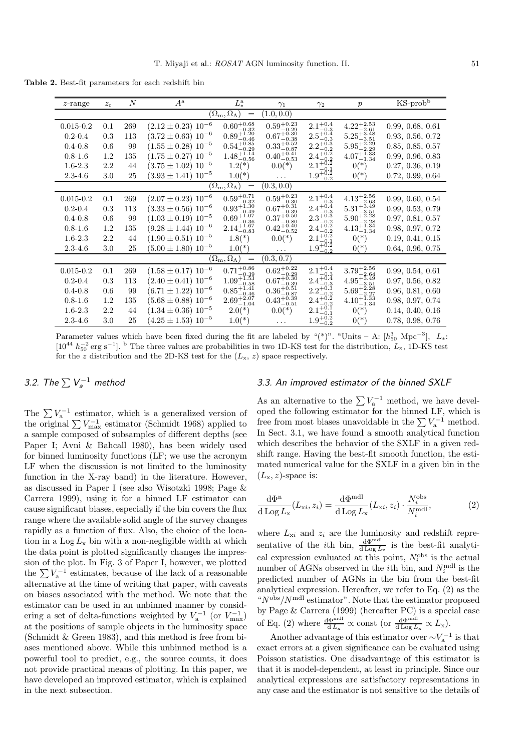**Table 2.** Best-fit parameters for each redshift bin

| $z$-range | $z_c$ | $N$ | $A^{a}$ | $L_*^{a}$ | $\gamma_1$ | $\gamma_2$ | $p$ | KS-prob[b] |
|---|---|---|---|---|---|---|---|---|
| | | | | $(\Omega_m, \Omega_\Lambda) =$ | $(1.0, 0.0)$ | | | |
| 0.015-0.2 | 0.1 | 269 | $(2.12 \pm 0.23)\ 10^{-6}$ | $0.60^{+0.68}_{-0.32}$ | $0.59^{+0.23}_{-0.29}$ | $2.1^{+0.4}_{-0.3}$ | $4.22^{+2.53}_{-2.61}$ | 0.99, 0.68, 0.61 |
| 0.2-0.4 | 0.3 | 113 | $(3.72 \pm 0.63)\ 10^{-6}$ | $0.89^{+1.20}_{-0.46}$ | $0.67^{+0.30}_{-0.38}$ | $2.5^{+0.4}_{-0.3}$ | $5.25^{+3.48}_{-3.51}$ | 0.93, 0.56, 0.72 |
| 0.4-0.8 | 0.6 | 99 | $(1.55 \pm 0.28)\ 10^{-5}$ | $0.54^{+0.85}_{-0.29}$ | $0.33^{+0.52}_{-0.87}$ | $2.2^{+0.3}_{-0.2}$ | $5.95^{+2.29}_{-2.29}$ | 0.85, 0.85, 0.57 |
| 0.8-1.6 | 1.2 | 135 | $(1.75 \pm 0.27)\ 10^{-5}$ | $1.48^{+1.14}_{-0.56}$ | $0.40^{+0.41}_{-0.53}$ | $2.4^{+0.2}_{-0.2}$ | $4.07^{+1.33}_{-1.34}$ | 0.99, 0.96, 0.83 |
| 1.6-2.3 | 2.2 | 44 | $(3.75 \pm 1.02)\ 10^{-5}$ | $1.2(^*)$ | $0.0(^*)$ | $2.1^{+0.2}_{-0.1}$ | $0(^*)$ | 0.27, 0.36, 0.19 |
| 2.3-4.6 | 3.0 | 25 | $(3.93 \pm 1.41)\ 10^{-5}$ | $1.0(^*)$ | ... | $1.9^{+0.2}_{-0.2}$ | $0(^*)$ | 0.72, 0.99, 0.64 |
| | | | | $(\Omega_m, \Omega_\Lambda) =$ | $(0.3, 0.0)$ | | | |
| 0.015-0.2 | 0.1 | 269 | $(2.07 \pm 0.23)\ 10^{-6}$ | $0.59^{+0.71}_{-0.32}$ | $0.59^{+0.23}_{-0.30}$ | $2.1^{+0.4}_{-0.3}$ | $4.13^{+2.56}_{-2.63}$ | 0.99, 0.60, 0.54 |
| 0.2-0.4 | 0.3 | 113 | $(3.33 \pm 0.56)\ 10^{-6}$ | $0.93^{+1.30}_{-0.49}$ | $0.67^{+0.31}_{-0.39}$ | $2.4^{+0.4}_{-0.3}$ | $5.31^{+3.49}_{-3.51}$ | 0.99, 0.53, 0.79 |
| 0.4-0.8 | 0.6 | 99 | $(1.03 \pm 0.19)\ 10^{-5}$ | $0.69^{+1.07}_{-0.36}$ | $0.37^{+0.50}_{-0.80}$ | $2.3^{+0.3}_{-0.2}$ | $5.90^{+2.28}_{-2.28}$ | 0.97, 0.81, 0.57 |
| 0.8-1.6 | 1.2 | 135 | $(9.28 \pm 1.44)\ 10^{-6}$ | $2.14^{+1.67}_{-0.83}$ | $0.42^{+0.40}_{-0.52}$ | $2.4^{+0.2}_{-0.2}$ | $4.13^{+1.34}_{-1.34}$ | 0.98, 0.97, 0.72 |
| 1.6-2.3 | 2.2 | 44 | $(1.90 \pm 0.51)\ 10^{-5}$ | $1.8(^*)$ | $0.0(^*)$ | $2.1^{+0.2}_{-0.1}$ | $0(^*)$ | 0.19, 0.41, 0.15 |
| 2.3-4.6 | 3.0 | 25 | $(5.00 \pm 1.80)\ 10^{-5}$ | $1.0(^*)$ | ... | $1.9^{+0.2}_{-0.2}$ | $0(^*)$ | 0.64, 0.96, 0.75 |
| | | | | $(\Omega_m, \Omega_\Lambda) =$ | $(0.3, 0.7)$ | | | |
| 0.015-0.2 | 0.1 | 269 | $(1.58 \pm 0.17)\ 10^{-6}$ | $0.71^{+0.86}_{-0.39}$ | $0.62^{+0.22}_{-0.29}$ | $2.1^{+0.4}_{-0.3}$ | $3.79^{+2.56}_{-2.64}$ | 0.99, 0.54, 0.61 |
| 0.2-0.4 | 0.3 | 113 | $(2.40 \pm 0.41)\ 10^{-6}$ | $1.09^{+1.53}_{-0.58}$ | $0.67^{+0.30}_{-0.39}$ | $2.4^{+0.4}_{-0.3}$ | $4.95^{+3.49}_{-3.51}$ | 0.97, 0.56, 0.82 |
| 0.4-0.8 | 0.6 | 99 | $(6.71 \pm 1.22)\ 10^{-6}$ | $0.85^{+1.41}_{-0.46}$ | $0.36^{+0.51}_{-0.87}$ | $2.2^{+0.3}_{-0.2}$ | $5.69^{+2.28}_{-2.27}$ | 0.96, 0.81, 0.60 |
| 0.8-1.6 | 1.2 | 135 | $(5.68 \pm 0.88)\ 10^{-6}$ | $2.69^{+2.07}_{-1.04}$ | $0.43^{+0.39}_{-0.51}$ | $2.4^{+0.2}_{-0.2}$ | $4.10^{+1.33}_{-1.34}$ | 0.98, 0.97, 0.74 |
| 1.6-2.3 | 2.2 | 44 | $(1.34 \pm 0.36)\ 10^{-5}$ | $2.0(^*)$ | $0.0(^*)$ | $2.1^{+0.1}_{-0.1}$ | $0(^*)$ | 0.14, 0.40, 0.16 |
| 2.3-4.6 | 3.0 | 25 | $(4.25 \pm 1.53)\ 10^{-5}$ | $1.0(^*)$ | ... | $1.9^{+0.2}_{-0.2}$ | $0(^*)$ | 0.78, 0.98, 0.76 |

Parameter values which have been fixed during the fit are labeled by "(*)". [a]Units – A: $[h_{50}^3\ \mathrm{Mpc}^{-3}]$, $L_*$: $[10^{44}\ h_{50}^{-2}\ \mathrm{erg\ s}^{-1}]$. [b] The three values are probabilities in two 1D-KS test for the distribution, $L_x$, 1D-KS test for the $z$ distribution and the 2D-KS test for the $(L_x, z)$ space respectively.

### 3.2. The $\sum V_a^{-1}$ method

The $\sum V_a^{-1}$ estimator, which is a generalized version of the original $\sum V_{\max}^{-1}$ estimator (Schmidt 1968) applied to a sample composed of subsamples of different depths (see Paper I; Avni & Bahcall 1980), has been widely used for binned luminosity functions (LF; we use the acronym LF when the discussion is not limited to the luminosity function in the X-ray band) in the literature. However, as discussed in Paper I (see also Wisotzki 1998; Page & Carrera 1999), using it for a binned LF estimator can cause significant biases, especially if the bin covers the flux range where the available solid angle of the survey changes rapidly as a function of flux. Also, the choice of the location in a $\mathrm{Log}\,L_x$ bin with a non-negligible width at which the data point is plotted significantly changes the impression of the plot. In Fig. 3 of Paper I, however, we plotted the $\sum V_a^{-1}$ estimates, because of the lack of a reasonable alternative at the time of writing that paper, with caveats on biases associated with the method. We note that the estimator can be used in an unbinned manner by considering a set of delta-functions weighted by $V_a^{-1}$ (or $V_{\max}^{-1}$) at the positions of sample objects in the luminosity space (Schmidt & Green 1983), and this method is free from biases mentioned above. While this unbinned method is a powerful tool to predict, e.g., the source counts, it does not provide practical means of plotting. In this paper, we have developed an improved estimator, which is explained in the next subsection.

### 3.3. An improved estimator of the binned SXLF

As an alternative to the $\sum V_a^{-1}$ method, we have developed the following estimator for the binned LF, which is free from most biases unavoidable in the $\sum V_a^{-1}$ method. In Sect. 3.1, we have found a smooth analytical function which describes the behavior of the SXLF in a given redshift range. Having the best-fit smooth function, the estimated numerical value for the SXLF in a given bin in the $(L_x, z)$-space is:

$$\frac{\mathrm{d}\Phi^{\mathrm{n}}}{\mathrm{d\,Log}\,L_x}(L_{xi}, z_i) = \frac{\mathrm{d}\Phi^{\mathrm{mdl}}}{\mathrm{d\,Log}\,L_x}(L_{xi}, z_i) \cdot \frac{N_i^{\mathrm{obs}}}{N_i^{\mathrm{mdl}}}, \tag{2}$$

where $L_{xi}$ and $z_i$ are the luminosity and redshift representative of the $i$th bin, $\frac{\mathrm{d}\Phi^{\mathrm{mdl}}}{\mathrm{d\,Log}\,L_x}$ is the best-fit analytical expression evaluated at this point, $N_i^{\mathrm{obs}}$ is the actual number of AGNs observed in the $i$th bin, and $N_i^{\mathrm{mdl}}$ is the predicted number of AGNs in the bin from the best-fit analytical expression. Hereafter, we refer to Eq. (2) as the "$N^{\mathrm{obs}}/N^{\mathrm{mdl}}$ estimator". Note that the estimator proposed by Page & Carrera (1999) (hereafter PC) is a special case of Eq. (2) where $\frac{\mathrm{d}\Phi^{\mathrm{mdl}}}{\mathrm{d}\,L_x} \propto$ const (or $\frac{\mathrm{d}\Phi^{\mathrm{mdl}}}{\mathrm{d\,Log}\,L_x} \propto L_x$).

Another advantage of this estimator over $\sim V_a^{-1}$ is that exact errors at a given significance can be evaluated using Poisson statistics. One disadvantage of this estimator is that it is model-dependent, at least in principle. Since our analytical expressions are satisfactory representations in any case and the estimator is not sensitive to the details of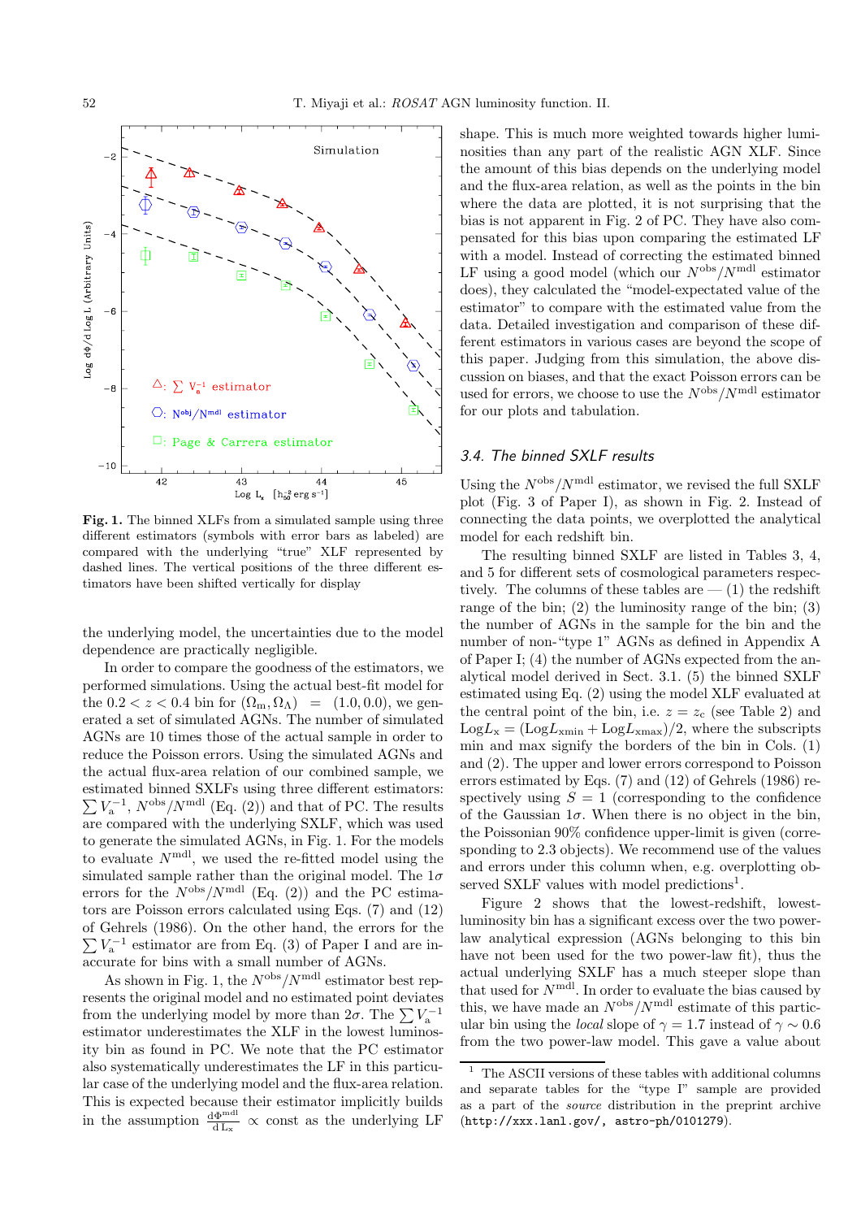**Fig. 1.** The binned XLFs from a simulated sample using three different estimators (symbols with error bars as labeled) are compared with the underlying "true" XLF represented by dashed lines. The vertical positions of the three different estimators have been shifted vertically for display

the underlying model, the uncertainties due to the model dependence are practically negligible.

In order to compare the goodness of the estimators, we performed simulations. Using the actual best-fit model for the $0.2 < z < 0.4$ bin for $(\Omega_{\rm m}, \Omega_\Lambda) = (1.0, 0.0)$, we generated a set of simulated AGNs. The number of simulated AGNs are 10 times those of the actual sample in order to reduce the Poisson errors. Using the simulated AGNs and the actual flux-area relation of our combined sample, we estimated binned SXLFs using three different estimators: $\sum V_{\rm a}^{-1}$, $N^{\rm obs}/N^{\rm mdl}$ (Eq. (2)) and that of PC. The results are compared with the underlying SXLF, which was used to generate the simulated AGNs, in Fig. 1. For the models to evaluate $N^{\rm mdl}$, we used the re-fitted model using the simulated sample rather than the original model. The $1\sigma$ errors for the $N^{\rm obs}/N^{\rm mdl}$ (Eq. (2)) and the PC estimators are Poisson errors calculated using Eqs. (7) and (12) of Gehrels (1986). On the other hand, the errors for the $\sum V_{\rm a}^{-1}$ estimator are from Eq. (3) of Paper I and are inaccurate for bins with a small number of AGNs.

As shown in Fig. 1, the $N^{\rm obs}/N^{\rm mdl}$ estimator best represents the original model and no estimated point deviates from the underlying model by more than $2\sigma$. The $\sum V_{\rm a}^{-1}$ estimator underestimates the XLF in the lowest luminosity bin as found in PC. We note that the PC estimator also systematically underestimates the LF in this particular case of the underlying model and the flux-area relation. This is expected because their estimator implicitly builds in the assumption $\frac{{\rm d}\Phi^{\rm mdl}}{{\rm d\,L_x}} \propto$ const as the underlying LF shape. This is much more weighted towards higher luminosities than any part of the realistic AGN XLF. Since the amount of this bias depends on the underlying model and the flux-area relation, as well as the points in the bin where the data are plotted, it is not surprising that the bias is not apparent in Fig. 2 of PC. They have also compensated for this bias upon comparing the estimated LF with a model. Instead of correcting the estimated binned LF using a good model (which our $N^{\rm obs}/N^{\rm mdl}$ estimator does), they calculated the "model-expectated value of the estimator" to compare with the estimated value from the data. Detailed investigation and comparison of these different estimators in various cases are beyond the scope of this paper. Judging from this simulation, the above discussion on biases, and that the exact Poisson errors can be used for errors, we choose to use the $N^{\rm obs}/N^{\rm mdl}$ estimator for our plots and tabulation.

### 3.4. The binned SXLF results

Using the $N^{\rm obs}/N^{\rm mdl}$ estimator, we revised the full SXLF plot (Fig. 3 of Paper I), as shown in Fig. 2. Instead of connecting the data points, we overplotted the analytical model for each redshift bin.

The resulting binned SXLF are listed in Tables 3, 4, and 5 for different sets of cosmological parameters respectively. The columns of these tables are — (1) the redshift range of the bin; (2) the luminosity range of the bin; (3) the number of AGNs in the sample for the bin and the number of non-"type 1" AGNs as defined in Appendix A of Paper I; (4) the number of AGNs expected from the analytical model derived in Sect. 3.1. (5) the binned SXLF estimated using Eq. (2) using the model XLF evaluated at the central point of the bin, i.e. $z = z_{\rm c}$ (see Table 2) and $\mathrm{Log}L_{\rm x} = (\mathrm{Log}L_{\rm xmin} + \mathrm{Log}L_{\rm xmax})/2$, where the subscripts min and max signify the borders of the bin in Cols. (1) and (2). The upper and lower errors correspond to Poisson errors estimated by Eqs. (7) and (12) of Gehrels (1986) respectively using $S = 1$ (corresponding to the confidence of the Gaussian $1\sigma$. When there is no object in the bin, the Poissonian 90% confidence upper-limit is given (corresponding to 2.3 objects). We recommend use of the values and errors under this column when, e.g. overplotting observed SXLF values with model predictions[1].

Figure 2 shows that the lowest-redshift, lowest-luminosity bin has a significant excess over the two power-law analytical expression (AGNs belonging to this bin have not been used for the two power-law fit), thus the actual underlying SXLF has a much steeper slope than that used for $N^{\rm mdl}$. In order to evaluate the bias caused by this, we have made an $N^{\rm obs}/N^{\rm mdl}$ estimate of this particular bin using the *local* slope of $\gamma = 1.7$ instead of $\gamma \sim 0.6$ from the two power-law model. This gave a value about

[1] The ASCII versions of these tables with additional columns and separate tables for the "type I" sample are provided as a part of the *source* distribution in the preprint archive (`http://xxx.lanl.gov/, astro-ph/0101279`).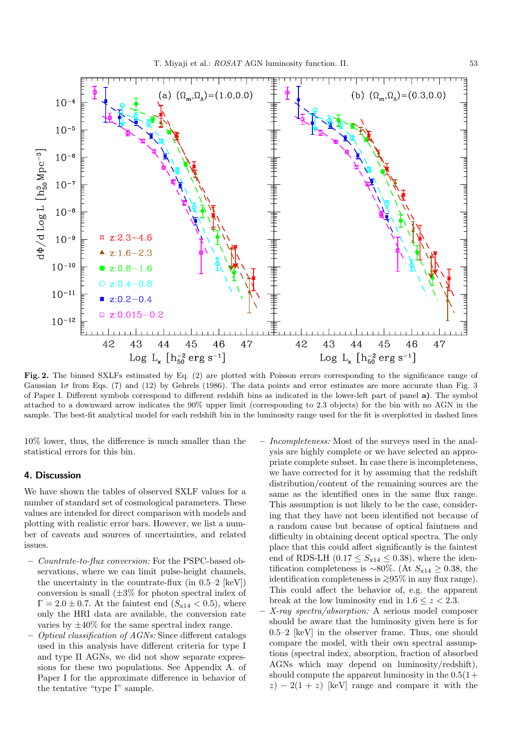**Fig. 2.** The binned SXLFs estimated by Eq. (2) are plotted with Poisson errors corresponding to the significance range of Gaussian $1\sigma$ from Eqs. (7) and (12) by Gehrels (1986). The data points and error estimates are more accurate than Fig. 3 of Paper I. Different symbols correspond to different redshift bins as indicated in the lower-left part of panel **a)**. The symbol attached to a downward arrow indicates the 90% upper limit (corresponding to 2.3 objects) for the bin with no AGN in the sample. The best-fit analytical model for each redshift bin in the luminosity range used for the fit is overplotted in dashed lines

10% lower, thus, the difference is much smaller than the statistical errors for this bin.

## 4. Discussion

We have shown the tables of observed SXLF values for a number of standard set of cosmological parameters. These values are intended for direct comparison with models and plotting with realistic error bars. However, we list a number of caveats and sources of uncertainties, and related issues.

- *Countrate-to-flux conversion:* For the PSPC-based observations, where we can limit pulse-height channels, the uncertainty in the countrate-flux (in 0.5–2 [keV]) conversion is small ($\pm 3\%$ for photon spectral index of $\Gamma = 2.0 \pm 0.7$. At the faintest end ($S_{x14} < 0.5$), where only the HRI data are available, the conversion rate varies by $\pm 40\%$ for the same spectral index range.
- *Optical classification of AGNs:* Since different catalogs used in this analysis have different criteria for type I and type II AGNs, we did not show separate expressions for these two populations. See Appendix A. of Paper I for the approximate difference in behavior of the tentative "type I" sample.
- *Incompleteness:* Most of the surveys used in the analysis are highly complete or we have selected an appropriate complete subset. In case there is incompleteness, we have corrected for it by assuming that the redshift distribution/content of the remaining sources are the same as the identified ones in the same flux range. This assumption is not likely to be the case, considering that they have not been identified not because of a random cause but because of optical faintness and difficulty in obtaining decent optical spectra. The only place that this could affect significantly is the faintest end of RDS-LH ($0.17 \leq S_{x14} \leq 0.38$), where the identification completeness is $\sim$80%. (At $S_{x14} \geq 0.38$, the identification completeness is $\gtrsim$95% in any flux range). This could affect the behavior of, e.g. the apparent break at the low luminosity end in $1.6 \leq z < 2.3$.
- *X-ray spectra/absorption:* A serious model composer should be aware that the luminosity given here is for 0.5–2 [keV] in the observer frame. Thus, one should compare the model, with their own spectral assumptions (spectral index, absorption, fraction of absorbed AGNs which may depend on luminosity/redshift), should compute the apparent luminosity in the $0.5(1+z) - 2(1+z)$ [keV] range and compare it with the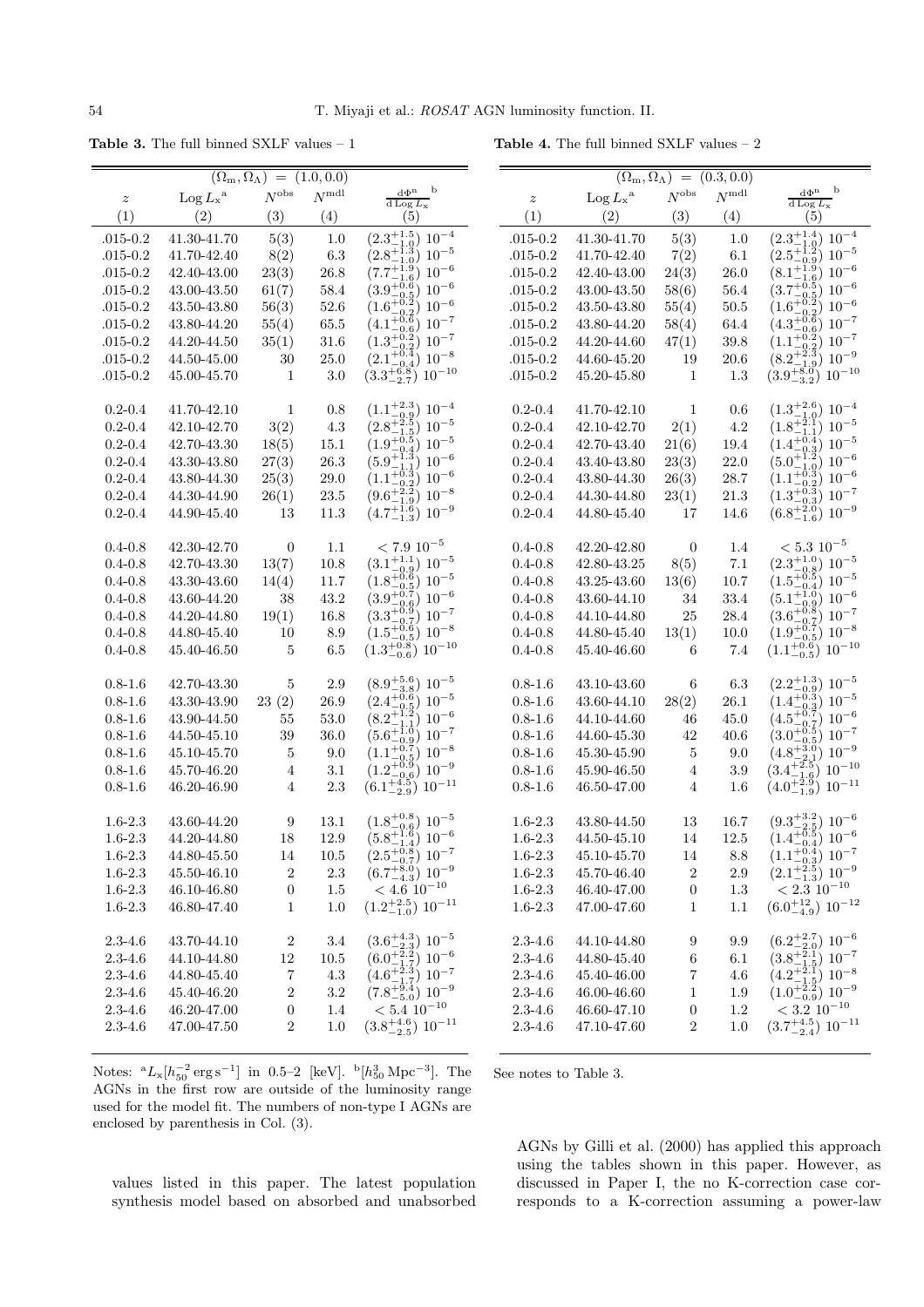**Table 3.** The full binned SXLF values – 1

| | $(\Omega_m,\Omega_\Lambda)$ = (1.0, 0.0) | | | |
|---|---|---|---|---|
| $z$ | Log $L_x$[a] | $N^{obs}$ | $N^{mdl}$ | $\frac{d\Phi^n}{d\,\mathrm{Log}\,L_x}$[b] |
| (1) | (2) | (3) | (4) | (5) |
| .015-0.2 | 41.30-41.70 | 5(3) | 1.0 | $(2.3^{+1.5}_{-1.0})\ 10^{-4}$ |
| .015-0.2 | 41.70-42.40 | 8(2) | 6.3 | $(2.8^{+1.3}_{-1.0})\ 10^{-5}$ |
| .015-0.2 | 42.40-43.00 | 23(3) | 26.8 | $(7.7^{+1.9}_{-1.6})\ 10^{-6}$ |
| .015-0.2 | 43.00-43.50 | 61(7) | 58.4 | $(3.9^{+0.6}_{-0.5})\ 10^{-6}$ |
| .015-0.2 | 43.50-43.80 | 56(3) | 52.6 | $(1.6^{+0.2}_{-0.2})\ 10^{-6}$ |
| .015-0.2 | 43.80-44.20 | 55(4) | 65.5 | $(4.1^{+0.6}_{-0.6})\ 10^{-7}$ |
| .015-0.2 | 44.20-44.50 | 35(1) | 31.6 | $(1.3^{+0.2}_{-0.2})\ 10^{-7}$ |
| .015-0.2 | 44.50-45.00 | 30 | 25.0 | $(2.1^{+0.4}_{-0.4})\ 10^{-8}$ |
| .015-0.2 | 45.00-45.70 | 1 | 3.0 | $(3.3^{+6.8}_{-2.7})\ 10^{-10}$ |
| 0.2-0.4 | 41.70-42.10 | 1 | 0.8 | $(1.1^{+2.3}_{-0.9})\ 10^{-4}$ |
| 0.2-0.4 | 42.10-42.70 | 3(2) | 4.3 | $(2.8^{+2.5}_{-1.5})\ 10^{-5}$ |
| 0.2-0.4 | 42.70-43.30 | 18(5) | 15.1 | $(1.9^{+0.5}_{-0.4})\ 10^{-5}$ |
| 0.2-0.4 | 43.30-43.80 | 27(3) | 26.3 | $(5.9^{+1.3}_{-1.1})\ 10^{-6}$ |
| 0.2-0.4 | 43.80-44.30 | 25(3) | 29.0 | $(1.1^{+0.3}_{-0.2})\ 10^{-6}$ |
| 0.2-0.4 | 44.30-44.90 | 26(1) | 23.5 | $(9.6^{+2.2}_{-1.9})\ 10^{-8}$ |
| 0.2-0.4 | 44.90-45.40 | 13 | 11.3 | $(4.7^{+1.6}_{-1.3})\ 10^{-9}$ |
| 0.4-0.8 | 42.30-42.70 | 0 | 1.1 | $< 7.9\ 10^{-5}$ |
| 0.4-0.8 | 42.70-43.30 | 13(7) | 10.8 | $(3.1^{+1.1}_{-0.9})\ 10^{-5}$ |
| 0.4-0.8 | 43.30-43.60 | 14(4) | 11.7 | $(1.8^{+0.6}_{-0.5})\ 10^{-5}$ |
| 0.4-0.8 | 43.60-44.20 | 38 | 43.2 | $(3.9^{+0.7}_{-0.6})\ 10^{-6}$ |
| 0.4-0.8 | 44.20-44.80 | 19(1) | 16.8 | $(3.3^{+0.9}_{-0.7})\ 10^{-7}$ |
| 0.4-0.8 | 44.80-45.40 | 10 | 8.9 | $(1.5^{+0.6}_{-0.5})\ 10^{-8}$ |
| 0.4-0.8 | 45.40-46.50 | 5 | 6.5 | $(1.3^{+0.8}_{-0.6})\ 10^{-10}$ |
| 0.8-1.6 | 42.70-43.30 | 5 | 2.9 | $(8.9^{+5.6}_{-3.8})\ 10^{-5}$ |
| 0.8-1.6 | 43.30-43.90 | 23 (2) | 26.9 | $(2.4^{+0.6}_{-0.5})\ 10^{-5}$ |
| 0.8-1.6 | 43.90-44.50 | 55 | 53.0 | $(8.2^{+1.2}_{-1.1})\ 10^{-6}$ |
| 0.8-1.6 | 44.50-45.10 | 39 | 36.0 | $(5.6^{+1.0}_{-0.9})\ 10^{-7}$ |
| 0.8-1.6 | 45.10-45.70 | 5 | 9.0 | $(1.1^{+0.7}_{-0.5})\ 10^{-8}$ |
| 0.8-1.6 | 45.70-46.20 | 4 | 3.1 | $(1.2^{+0.9}_{-0.6})\ 10^{-9}$ |
| 0.8-1.6 | 46.20-46.90 | 4 | 2.3 | $(6.1^{+4.5}_{-2.9})\ 10^{-11}$ |
| 1.6-2.3 | 43.60-44.20 | 9 | 13.1 | $(1.8^{+0.8}_{-0.6})\ 10^{-5}$ |
| 1.6-2.3 | 44.20-44.80 | 18 | 12.9 | $(5.8^{+1.6}_{-1.4})\ 10^{-6}$ |
| 1.6-2.3 | 44.80-45.50 | 14 | 10.5 | $(2.5^{+0.8}_{-0.7})\ 10^{-7}$ |
| 1.6-2.3 | 45.50-46.10 | 2 | 2.3 | $(6.7^{+8.0}_{-4.3})\ 10^{-9}$ |
| 1.6-2.3 | 46.10-46.80 | 0 | 1.5 | $< 4.6\ 10^{-10}$ |
| 1.6-2.3 | 46.80-47.40 | 1 | 1.0 | $(1.2^{+2.5}_{-1.0})\ 10^{-11}$ |
| 2.3-4.6 | 43.70-44.10 | 2 | 3.4 | $(3.6^{+4.3}_{-2.3})\ 10^{-5}$ |
| 2.3-4.6 | 44.10-44.80 | 12 | 10.5 | $(6.0^{+2.2}_{-1.7})\ 10^{-6}$ |
| 2.3-4.6 | 44.80-45.40 | 7 | 4.3 | $(4.6^{+2.3}_{-1.7})\ 10^{-7}$ |
| 2.3-4.6 | 45.40-46.20 | 2 | 3.2 | $(7.8^{+9.4}_{-5.0})\ 10^{-9}$ |
| 2.3-4.6 | 46.20-47.00 | 0 | 1.4 | $< 5.4\ 10^{-10}$ |
| 2.3-4.6 | 47.00-47.50 | 2 | 1.0 | $(3.8^{+4.6}_{-2.5})\ 10^{-11}$ |

Notes: [a]$L_x[h_{50}^{-2}\,\mathrm{erg\,s^{-1}}]$ in 0.5–2 [keV]. [b]$[h_{50}^{3}\,\mathrm{Mpc^{-3}}]$. The AGNs in the first row are outside of the luminosity range used for the model fit. The numbers of non-type I AGNs are enclosed by parenthesis in Col. (3).

**Table 4.** The full binned SXLF values – 2

| | $(\Omega_m,\Omega_\Lambda)$ = (0.3, 0.0) | | | |
|---|---|---|---|---|
| $z$ | Log $L_x$[a] | $N^{obs}$ | $N^{mdl}$ | $\frac{d\Phi^n}{d\,\mathrm{Log}\,L_x}$[b] |
| (1) | (2) | (3) | (4) | (5) |
| .015-0.2 | 41.30-41.70 | 5(3) | 1.0 | $(2.3^{+1.4}_{-1.0})\ 10^{-4}$ |
| .015-0.2 | 41.70-42.40 | 7(2) | 6.1 | $(2.5^{+1.2}_{-0.9})\ 10^{-5}$ |
| .015-0.2 | 42.40-43.00 | 24(3) | 26.0 | $(8.1^{+1.9}_{-1.6})\ 10^{-6}$ |
| .015-0.2 | 43.00-43.50 | 58(6) | 56.4 | $(3.7^{+0.5}_{-0.5})\ 10^{-6}$ |
| .015-0.2 | 43.50-43.80 | 55(4) | 50.5 | $(1.6^{+0.2}_{-0.2})\ 10^{-6}$ |
| .015-0.2 | 43.80-44.20 | 58(4) | 64.4 | $(4.3^{+0.6}_{-0.6})\ 10^{-7}$ |
| .015-0.2 | 44.20-44.60 | 47(1) | 39.8 | $(1.1^{+0.2}_{-0.2})\ 10^{-7}$ |
| .015-0.2 | 44.60-45.20 | 19 | 20.6 | $(8.2^{+2.3}_{-1.9})\ 10^{-9}$ |
| .015-0.2 | 45.20-45.80 | 1 | 1.3 | $(3.9^{+8.0}_{-3.2})\ 10^{-10}$ |
| 0.2-0.4 | 41.70-42.10 | 1 | 0.6 | $(1.3^{+2.6}_{-1.0})\ 10^{-4}$ |
| 0.2-0.4 | 42.10-42.70 | 2(1) | 4.2 | $(1.8^{+2.1}_{-1.1})\ 10^{-5}$ |
| 0.2-0.4 | 42.70-43.40 | 21(6) | 19.4 | $(1.4^{+0.4}_{-0.3})\ 10^{-5}$ |
| 0.2-0.4 | 43.40-43.80 | 23(3) | 22.0 | $(5.0^{+1.2}_{-1.0})\ 10^{-6}$ |
| 0.2-0.4 | 43.80-44.30 | 26(3) | 28.7 | $(1.1^{+0.3}_{-0.2})\ 10^{-6}$ |
| 0.2-0.4 | 44.30-44.80 | 23(1) | 21.3 | $(1.3^{+0.3}_{-0.3})\ 10^{-7}$ |
| 0.2-0.4 | 44.80-45.40 | 17 | 14.6 | $(6.8^{+2.0}_{-1.6})\ 10^{-9}$ |
| 0.4-0.8 | 42.20-42.80 | 0 | 1.4 | $< 5.3\ 10^{-5}$ |
| 0.4-0.8 | 42.80-43.25 | 8(5) | 7.1 | $(2.3^{+1.0}_{-0.8})\ 10^{-5}$ |
| 0.4-0.8 | 43.25-43.60 | 13(6) | 10.7 | $(1.5^{+0.5}_{-0.4})\ 10^{-5}$ |
| 0.4-0.8 | 43.60-44.10 | 34 | 33.4 | $(5.1^{+1.0}_{-0.9})\ 10^{-6}$ |
| 0.4-0.8 | 44.10-44.80 | 25 | 28.4 | $(3.6^{+0.8}_{-0.7})\ 10^{-7}$ |
| 0.4-0.8 | 44.80-45.40 | 13(1) | 10.0 | $(1.9^{+0.7}_{-0.5})\ 10^{-8}$ |
| 0.4-0.8 | 45.40-46.60 | 6 | 7.4 | $(1.1^{+0.6}_{-0.5})\ 10^{-10}$ |
| 0.8-1.6 | 43.10-43.60 | 6 | 6.3 | $(2.2^{+1.3}_{-0.9})\ 10^{-5}$ |
| 0.8-1.6 | 43.60-44.10 | 28(2) | 26.1 | $(1.4^{+0.3}_{-0.3})\ 10^{-5}$ |
| 0.8-1.6 | 44.10-44.60 | 46 | 45.0 | $(4.5^{+0.7}_{-0.7})\ 10^{-6}$ |
| 0.8-1.6 | 44.60-45.30 | 42 | 40.6 | $(3.0^{+0.5}_{-0.5})\ 10^{-7}$ |
| 0.8-1.6 | 45.30-45.90 | 5 | 9.0 | $(4.8^{+3.0}_{-2.1})\ 10^{-9}$ |
| 0.8-1.6 | 45.90-46.50 | 4 | 3.9 | $(3.4^{+2.5}_{-1.6})\ 10^{-10}$ |
| 0.8-1.6 | 46.50-47.00 | 4 | 1.6 | $(4.0^{+2.9}_{-1.9})\ 10^{-11}$ |
| 1.6-2.3 | 43.80-44.50 | 13 | 16.7 | $(9.3^{+3.2}_{-2.5})\ 10^{-6}$ |
| 1.6-2.3 | 44.50-45.10 | 14 | 12.5 | $(1.4^{+0.5}_{-0.4})\ 10^{-6}$ |
| 1.6-2.3 | 45.10-45.70 | 14 | 8.8 | $(1.1^{+0.4}_{-0.3})\ 10^{-7}$ |
| 1.6-2.3 | 45.70-46.40 | 2 | 2.9 | $(2.1^{+2.5}_{-1.3})\ 10^{-9}$ |
| 1.6-2.3 | 46.40-47.00 | 0 | 1.3 | $< 2.3\ 10^{-10}$ |
| 1.6-2.3 | 47.00-47.60 | 1 | 1.1 | $(6.0^{+12}_{-4.9})\ 10^{-12}$ |
| 2.3-4.6 | 44.10-44.80 | 9 | 9.9 | $(6.2^{+2.7}_{-2.0})\ 10^{-6}$ |
| 2.3-4.6 | 44.80-45.40 | 6 | 6.1 | $(3.8^{+2.1}_{-1.5})\ 10^{-7}$ |
| 2.3-4.6 | 45.40-46.00 | 7 | 4.6 | $(4.2^{+2.1}_{-1.5})\ 10^{-8}$ |
| 2.3-4.6 | 46.00-46.60 | 1 | 1.9 | $(1.0^{+2.2}_{-0.9})\ 10^{-9}$ |
| 2.3-4.6 | 46.60-47.10 | 0 | 1.2 | $< 3.2\ 10^{-10}$ |
| 2.3-4.6 | 47.10-47.60 | 2 | 1.0 | $(3.7^{+4.5}_{-2.4})\ 10^{-11}$ |

See notes to Table 3.

values listed in this paper. The latest population synthesis model based on absorbed and unabsorbed AGNs by Gilli et al. (2000) has applied this approach using the tables shown in this paper. However, as discussed in Paper I, the no K-correction case corresponds to a K-correction assuming a power-law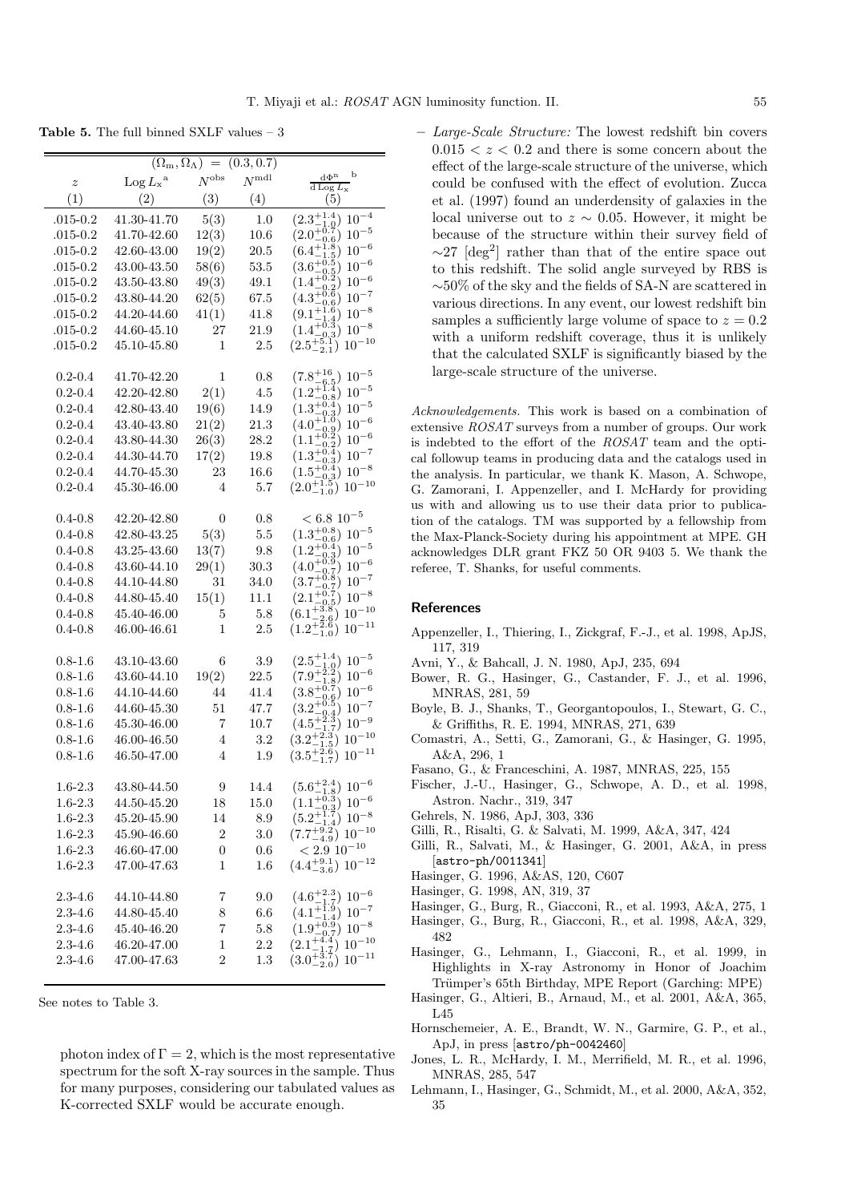**Table 5.** The full binned SXLF values – 3

| $(\Omega_m, \Omega_\Lambda) = (0.3, 0.7)$ | | | | |
|---|---|---|---|---|
| $z$ | $\text{Log}\,L_x$[a] | $N^{\text{obs}}$ | $N^{\text{mdl}}$ | $\frac{d\Phi^n}{d\,\text{Log}\,L_x}$[b] |
| (1) | (2) | (3) | (4) | (5) |
| .015-0.2 | 41.30-41.70 | 5(3) | 1.0 | $(2.3^{+1.4}_{-1.0})\ 10^{-4}$ |
| .015-0.2 | 41.70-42.60 | 12(3) | 10.6 | $(2.0^{+0.7}_{-0.6})\ 10^{-5}$ |
| .015-0.2 | 42.60-43.00 | 19(2) | 20.5 | $(6.4^{+1.8}_{-1.5})\ 10^{-6}$ |
| .015-0.2 | 43.00-43.50 | 58(6) | 53.5 | $(3.6^{+0.5}_{-0.5})\ 10^{-6}$ |
| .015-0.2 | 43.50-43.80 | 49(3) | 49.1 | $(1.4^{+0.2}_{-0.2})\ 10^{-6}$ |
| .015-0.2 | 43.80-44.20 | 62(5) | 67.5 | $(4.3^{+0.6}_{-0.6})\ 10^{-7}$ |
| .015-0.2 | 44.20-44.60 | 41(1) | 41.8 | $(9.1^{+1.6}_{-1.4})\ 10^{-8}$ |
| .015-0.2 | 44.60-45.10 | 27 | 21.9 | $(1.4^{+0.3}_{-0.3})\ 10^{-8}$ |
| .015-0.2 | 45.10-45.80 | 1 | 2.5 | $(2.5^{+5.1}_{-2.1})\ 10^{-10}$ |
| 0.2-0.4 | 41.70-42.20 | 1 | 0.8 | $(7.8^{+16}_{-6.5})\ 10^{-5}$ |
| 0.2-0.4 | 42.20-42.80 | 2(1) | 4.5 | $(1.2^{+1.4}_{-0.8})\ 10^{-5}$ |
| 0.2-0.4 | 42.80-43.40 | 19(6) | 14.9 | $(1.3^{+0.4}_{-0.3})\ 10^{-5}$ |
| 0.2-0.4 | 43.40-43.80 | 21(2) | 21.3 | $(4.0^{+1.0}_{-0.9})\ 10^{-6}$ |
| 0.2-0.4 | 43.80-44.30 | 26(3) | 28.2 | $(1.1^{+0.2}_{-0.2})\ 10^{-6}$ |
| 0.2-0.4 | 44.30-44.70 | 17(2) | 19.8 | $(1.3^{+0.4}_{-0.3})\ 10^{-7}$ |
| 0.2-0.4 | 44.70-45.30 | 23 | 16.6 | $(1.5^{+0.4}_{-0.3})\ 10^{-8}$ |
| 0.2-0.4 | 45.30-46.00 | 4 | 5.7 | $(2.0^{+1.5}_{-1.0})\ 10^{-10}$ |
| 0.4-0.8 | 42.20-42.80 | 0 | 0.8 | $< 6.8\ 10^{-5}$ |
| 0.4-0.8 | 42.80-43.25 | 5(3) | 5.5 | $(1.3^{+0.8}_{-0.6})\ 10^{-5}$ |
| 0.4-0.8 | 43.25-43.60 | 13(7) | 9.8 | $(1.2^{+0.4}_{-0.3})\ 10^{-5}$ |
| 0.4-0.8 | 43.60-44.10 | 29(1) | 30.3 | $(4.0^{+0.9}_{-0.7})\ 10^{-6}$ |
| 0.4-0.8 | 44.10-44.80 | 31 | 34.0 | $(3.7^{+0.8}_{-0.7})\ 10^{-7}$ |
| 0.4-0.8 | 44.80-45.40 | 15(1) | 11.1 | $(2.1^{+0.7}_{-0.5})\ 10^{-8}$ |
| 0.4-0.8 | 45.40-46.00 | 5 | 5.8 | $(6.1^{+3.8}_{-2.6})\ 10^{-10}$ |
| 0.4-0.8 | 46.00-46.61 | 1 | 2.5 | $(1.2^{+2.6}_{-1.0})\ 10^{-11}$ |
| 0.8-1.6 | 43.10-43.60 | 6 | 3.9 | $(2.5^{+1.4}_{-1.0})\ 10^{-5}$ |
| 0.8-1.6 | 43.60-44.10 | 19(2) | 22.5 | $(7.9^{+2.2}_{-1.8})\ 10^{-6}$ |
| 0.8-1.6 | 44.10-44.60 | 44 | 41.4 | $(3.8^{+0.7}_{-0.6})\ 10^{-6}$ |
| 0.8-1.6 | 44.60-45.30 | 51 | 47.7 | $(3.2^{+0.5}_{-0.4})\ 10^{-7}$ |
| 0.8-1.6 | 45.30-46.00 | 7 | 10.7 | $(4.5^{+2.3}_{-1.7})\ 10^{-9}$ |
| 0.8-1.6 | 46.00-46.50 | 4 | 3.2 | $(3.2^{+2.3}_{-1.5})\ 10^{-10}$ |
| 0.8-1.6 | 46.50-47.00 | 4 | 1.9 | $(3.5^{+2.6}_{-1.7})\ 10^{-11}$ |
| 1.6-2.3 | 43.80-44.50 | 9 | 14.4 | $(5.6^{+2.4}_{-1.8})\ 10^{-6}$ |
| 1.6-2.3 | 44.50-45.20 | 18 | 15.0 | $(1.1^{+0.3}_{-0.3})\ 10^{-6}$ |
| 1.6-2.3 | 45.20-45.90 | 14 | 8.9 | $(5.2^{+1.7}_{-1.4})\ 10^{-8}$ |
| 1.6-2.3 | 45.90-46.60 | 2 | 3.0 | $(7.7^{+9.2}_{-4.9})\ 10^{-10}$ |
| 1.6-2.3 | 46.60-47.00 | 0 | 0.6 | $< 2.9\ 10^{-10}$ |
| 1.6-2.3 | 47.00-47.63 | 1 | 1.6 | $(4.4^{+9.1}_{-3.6})\ 10^{-12}$ |
| 2.3-4.6 | 44.10-44.80 | 7 | 9.0 | $(4.6^{+2.3}_{-1.7})\ 10^{-6}$ |
| 2.3-4.6 | 44.80-45.40 | 8 | 6.6 | $(4.1^{+1.9}_{-1.4})\ 10^{-7}$ |
| 2.3-4.6 | 45.40-46.20 | 7 | 5.8 | $(1.9^{+0.9}_{-0.7})\ 10^{-8}$ |
| 2.3-4.6 | 46.20-47.00 | 1 | 2.2 | $(2.1^{+4.4}_{-1.7})\ 10^{-10}$ |
| 2.3-4.6 | 47.00-47.63 | 2 | 1.3 | $(3.0^{+3.7}_{-2.0})\ 10^{-11}$ |

See notes to Table 3.

photon index of $\Gamma = 2$, which is the most representative spectrum for the soft X-ray sources in the sample. Thus for many purposes, considering our tabulated values as K-corrected SXLF would be accurate enough.

– *Large-Scale Structure:* The lowest redshift bin covers $0.015 < z < 0.2$ and there is some concern about the effect of the large-scale structure of the universe, which could be confused with the effect of evolution. Zucca et al. (1997) found an underdensity of galaxies in the local universe out to $z \sim 0.05$. However, it might be because of the structure within their survey field of $\sim$27 [deg$^2$] rather than that of the entire space out to this redshift. The solid angle surveyed by RBS is $\sim$50% of the sky and the fields of SA-N are scattered in various directions. In any event, our lowest redshift bin samples a sufficiently large volume of space to $z = 0.2$ with a uniform redshift coverage, thus it is unlikely that the calculated SXLF is significantly biased by the large-scale structure of the universe.

*Acknowledgements.* This work is based on a combination of extensive *ROSAT* surveys from a number of groups. Our work is indebted to the effort of the *ROSAT* team and the optical followup teams in producing data and the catalogs used in the analysis. In particular, we thank K. Mason, A. Schwope, G. Zamorani, I. Appenzeller, and I. McHardy for providing us with and allowing us to use their data prior to publication of the catalogs. TM was supported by a fellowship from the Max-Planck-Society during his appointment at MPE. GH acknowledges DLR grant FKZ 50 OR 9403 5. We thank the referee, T. Shanks, for useful comments.

## References

Appenzeller, I., Thiering, I., Zickgraf, F.-J., et al. 1998, ApJS, 117, 319

Avni, Y., & Bahcall, J. N. 1980, ApJ, 235, 694

Bower, R. G., Hasinger, G., Castander, F. J., et al. 1996, MNRAS, 281, 59

Boyle, B. J., Shanks, T., Georgantopoulos, I., Stewart, G. C., & Griffiths, R. E. 1994, MNRAS, 271, 639

Comastri, A., Setti, G., Zamorani, G., & Hasinger, G. 1995, A&A, 296, 1

Fasano, G., & Franceschini, A. 1987, MNRAS, 225, 155

Fischer, J.-U., Hasinger, G., Schwope, A. D., et al. 1998, Astron. Nachr., 319, 347

Gehrels, N. 1986, ApJ, 303, 336

Gilli, R., Risalti, G. & Salvati, M. 1999, A&A, 347, 424

Gilli, R., Salvati, M., & Hasinger, G. 2001, A&A, in press [astro-ph/0011341]

Hasinger, G. 1996, A&AS, 120, C607

Hasinger, G. 1998, AN, 319, 37

Hasinger, G., Burg, R., Giacconi, R., et al. 1993, A&A, 275, 1

Hasinger, G., Burg, R., Giacconi, R., et al. 1998, A&A, 329, 482

Hasinger, G., Lehmann, I., Giacconi, R., et al. 1999, in Highlights in X-ray Astronomy in Honor of Joachim Trümper's 65th Birthday, MPE Report (Garching: MPE)

Hasinger, G., Altieri, B., Arnaud, M., et al. 2001, A&A, 365, L45

Hornschemeier, A. E., Brandt, W. N., Garmire, G. P., et al., ApJ, in press [astro/ph-0042460]

Jones, L. R., McHardy, I. M., Merrifield, M. R., et al. 1996, MNRAS, 285, 547

Lehmann, I., Hasinger, G., Schmidt, M., et al. 2000, A&A, 352, 35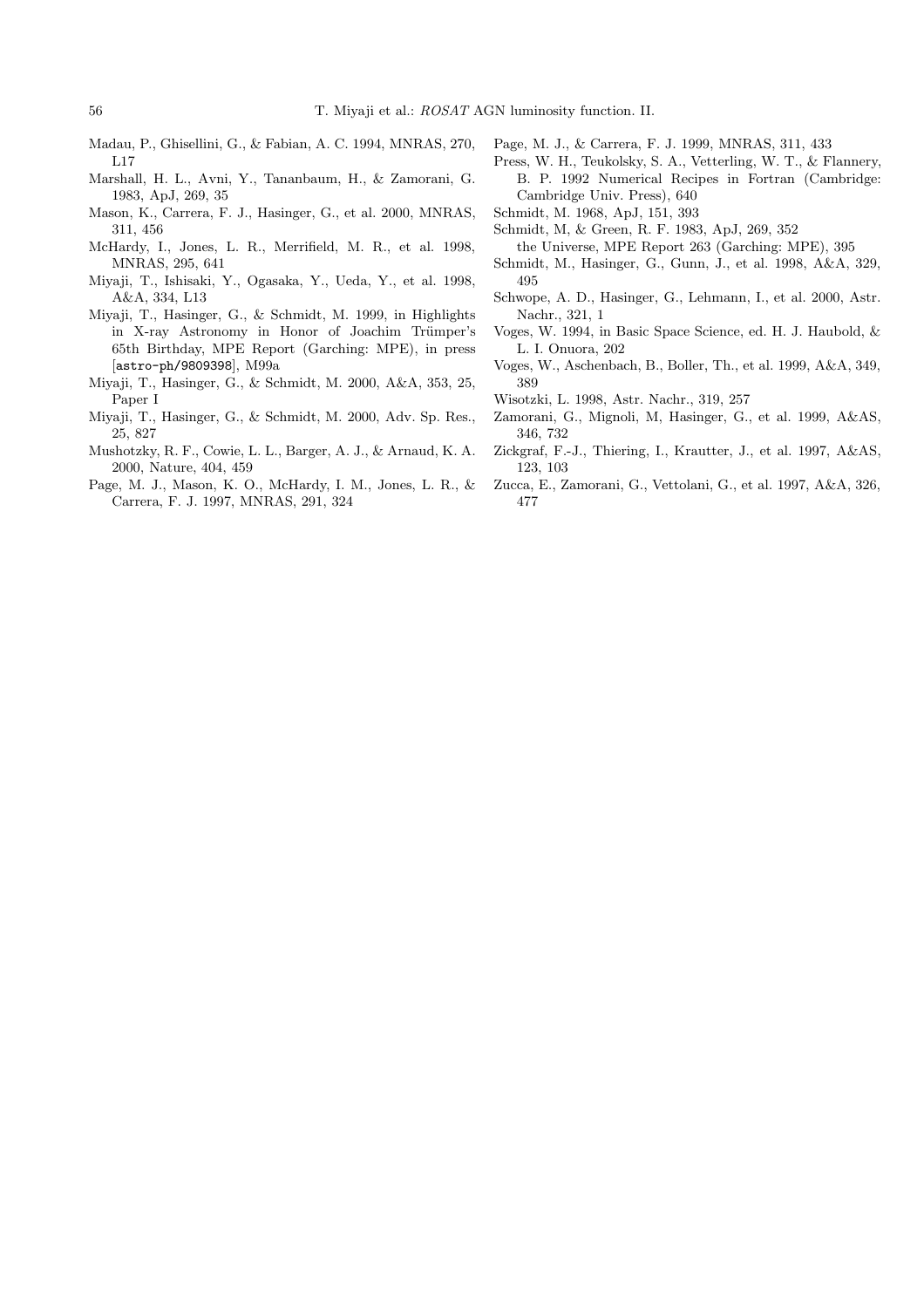Madau, P., Ghisellini, G., & Fabian, A. C. 1994, MNRAS, 270, L17

Marshall, H. L., Avni, Y., Tananbaum, H., & Zamorani, G. 1983, ApJ, 269, 35

Mason, K., Carrera, F. J., Hasinger, G., et al. 2000, MNRAS, 311, 456

McHardy, I., Jones, L. R., Merrifield, M. R., et al. 1998, MNRAS, 295, 641

Miyaji, T., Ishisaki, Y., Ogasaka, Y., Ueda, Y., et al. 1998, A&A, 334, L13

Miyaji, T., Hasinger, G., & Schmidt, M. 1999, in Highlights in X-ray Astronomy in Honor of Joachim Trümper's 65th Birthday, MPE Report (Garching: MPE), in press [astro-ph/9809398], M99a

Miyaji, T., Hasinger, G., & Schmidt, M. 2000, A&A, 353, 25, Paper I

Miyaji, T., Hasinger, G., & Schmidt, M. 2000, Adv. Sp. Res., 25, 827

Mushotzky, R. F., Cowie, L. L., Barger, A. J., & Arnaud, K. A. 2000, Nature, 404, 459

Page, M. J., Mason, K. O., McHardy, I. M., Jones, L. R., & Carrera, F. J. 1997, MNRAS, 291, 324

Page, M. J., & Carrera, F. J. 1999, MNRAS, 311, 433

Press, W. H., Teukolsky, S. A., Vetterling, W. T., & Flannery, B. P. 1992 Numerical Recipes in Fortran (Cambridge: Cambridge Univ. Press), 640

Schmidt, M. 1968, ApJ, 151, 393

Schmidt, M, & Green, R. F. 1983, ApJ, 269, 352
the Universe, MPE Report 263 (Garching: MPE), 395

Schmidt, M., Hasinger, G., Gunn, J., et al. 1998, A&A, 329, 495

Schwope, A. D., Hasinger, G., Lehmann, I., et al. 2000, Astr. Nachr., 321, 1

Voges, W. 1994, in Basic Space Science, ed. H. J. Haubold, & L. I. Onuora, 202

Voges, W., Aschenbach, B., Boller, Th., et al. 1999, A&A, 349, 389

Wisotzki, L. 1998, Astr. Nachr., 319, 257

Zamorani, G., Mignoli, M, Hasinger, G., et al. 1999, A&AS, 346, 732

Zickgraf, F.-J., Thiering, I., Krautter, J., et al. 1997, A&AS, 123, 103

Zucca, E., Zamorani, G., Vettolani, G., et al. 1997, A&A, 326, 477